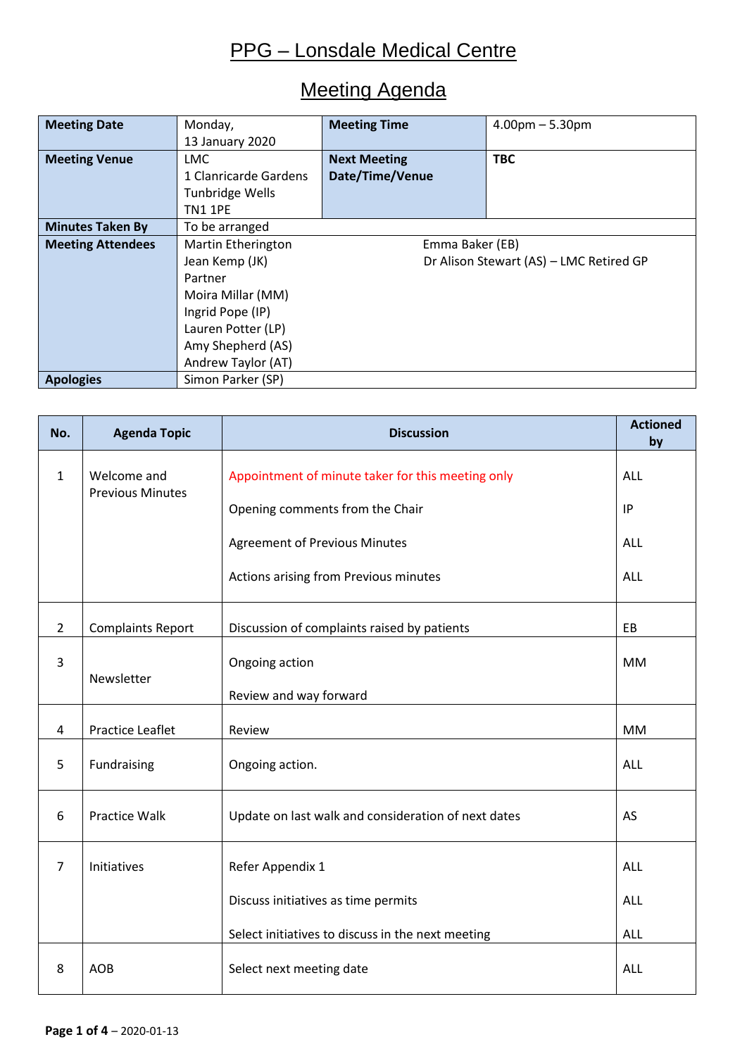# PPG – Lonsdale Medical Centre

## Meeting Agenda

| **Meeting Date** | Monday, 13 January 2020 | **Meeting Time** | 4.00pm – 5.30pm |
|---|---|---|---|
| **Meeting Venue** | LMC<br>1 Clanricarde Gardens<br>Tunbridge Wells<br>TN1 1PE | **Next Meeting Date/Time/Venue** | **TBC** |
| **Minutes Taken By** | To be arranged | | |
| **Meeting Attendees** | Martin Etherington<br>Jean Kemp (JK)<br>Partner<br>Moira Millar (MM)<br>Ingrid Pope (IP)<br>Lauren Potter (LP)<br>Amy Shepherd (AS)<br>Andrew Taylor (AT) | Emma Baker (EB)<br>Dr Alison Stewart (AS) – LMC Retired GP | |
| **Apologies** | Simon Parker (SP) | | |

| No. | Agenda Topic | Discussion | Actioned by |
|---|---|---|---|
| 1 | Welcome and Previous Minutes | Appointment of minute taker for this meeting only<br>Opening comments from the Chair<br>Agreement of Previous Minutes<br>Actions arising from Previous minutes | ALL<br>IP<br>ALL<br>ALL |
| 2 | Complaints Report | Discussion of complaints raised by patients | EB |
| 3 | Newsletter | Ongoing action<br>Review and way forward | MM |
| 4 | Practice Leaflet | Review | MM |
| 5 | Fundraising | Ongoing action. | ALL |
| 6 | Practice Walk | Update on last walk and consideration of next dates | AS |
| 7 | Initiatives | Refer Appendix 1<br>Discuss initiatives as time permits<br>Select initiatives to discuss in the next meeting | ALL<br>ALL<br>ALL |
| 8 | AOB | Select next meeting date | ALL |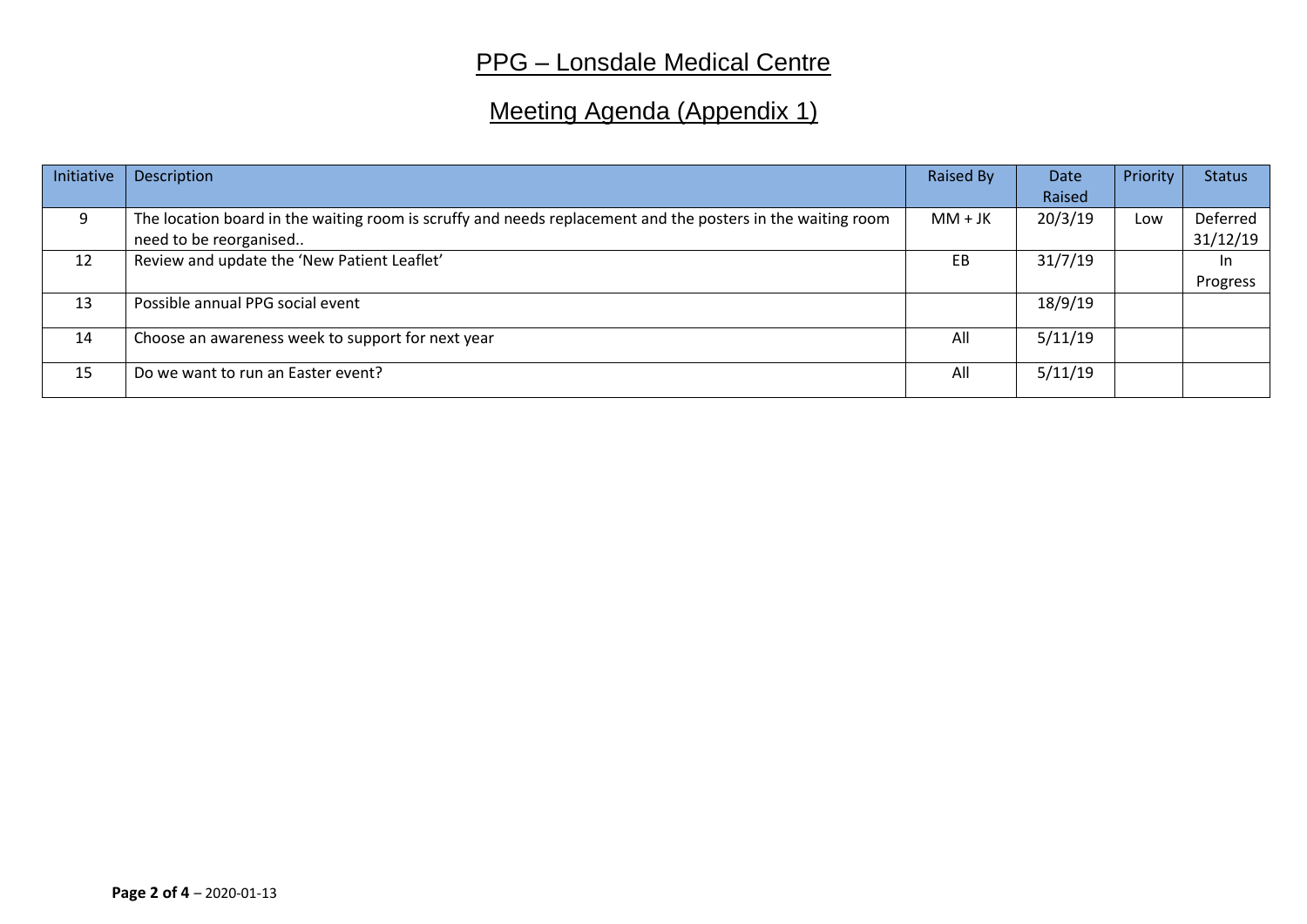# PPG – Lonsdale Medical Centre

## Meeting Agenda (Appendix 1)

| Initiative | Description | Raised By | Date Raised | Priority | Status |
|---|---|---|---|---|---|
| 9 | The location board in the waiting room is scruffy and needs replacement and the posters in the waiting room need to be reorganised.. | MM + JK | 20/3/19 | Low | Deferred 31/12/19 |
| 12 | Review and update the 'New Patient Leaflet' | EB | 31/7/19 | | In Progress |
| 13 | Possible annual PPG social event | | 18/9/19 | | |
| 14 | Choose an awareness week to support for next year | All | 5/11/19 | | |
| 15 | Do we want to run an Easter event? | All | 5/11/19 | | |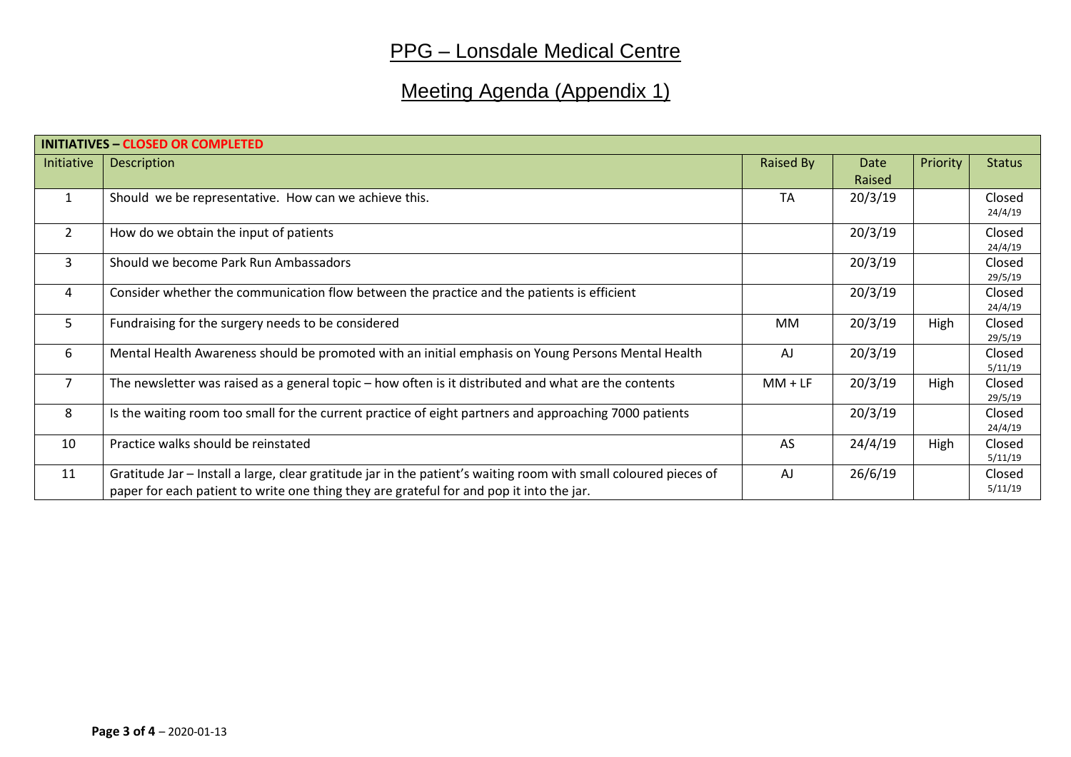# PPG – Lonsdale Medical Centre

## Meeting Agenda (Appendix 1)

| INITIATIVES – CLOSED OR COMPLETED | | | | | |
|---|---|---|---|---|---|
| Initiative | Description | Raised By | Date Raised | Priority | Status |
| 1 | Should we be representative. How can we achieve this. | TA | 20/3/19 | | Closed 24/4/19 |
| 2 | How do we obtain the input of patients | | 20/3/19 | | Closed 24/4/19 |
| 3 | Should we become Park Run Ambassadors | | 20/3/19 | | Closed 29/5/19 |
| 4 | Consider whether the communication flow between the practice and the patients is efficient | | 20/3/19 | | Closed 24/4/19 |
| 5 | Fundraising for the surgery needs to be considered | MM | 20/3/19 | High | Closed 29/5/19 |
| 6 | Mental Health Awareness should be promoted with an initial emphasis on Young Persons Mental Health | AJ | 20/3/19 | | Closed 5/11/19 |
| 7 | The newsletter was raised as a general topic – how often is it distributed and what are the contents | MM + LF | 20/3/19 | High | Closed 29/5/19 |
| 8 | Is the waiting room too small for the current practice of eight partners and approaching 7000 patients | | 20/3/19 | | Closed 24/4/19 |
| 10 | Practice walks should be reinstated | AS | 24/4/19 | High | Closed 5/11/19 |
| 11 | Gratitude Jar – Install a large, clear gratitude jar in the patient's waiting room with small coloured pieces of paper for each patient to write one thing they are grateful for and pop it into the jar. | AJ | 26/6/19 | | Closed 5/11/19 |

**Page 3 of 4** – 2020-01-13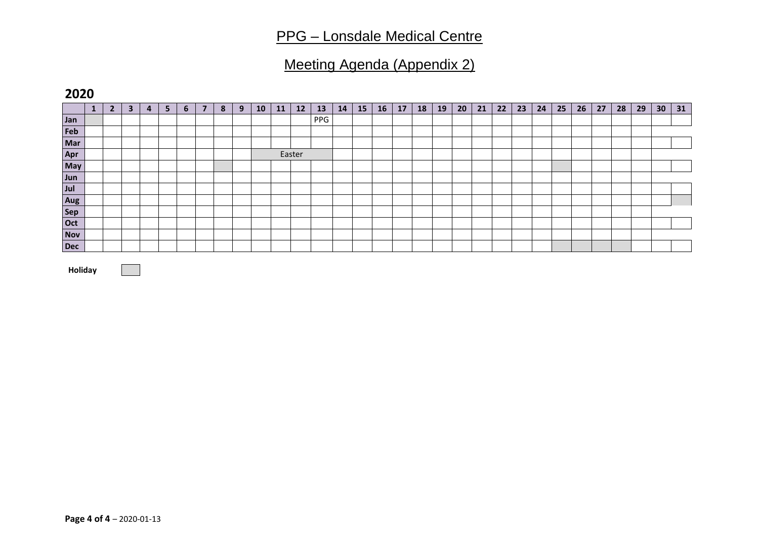# PPG – Lonsdale Medical Centre

## Meeting Agenda (Appendix 2)

**2020**

| | 1 | 2 | 3 | 4 | 5 | 6 | 7 | 8 | 9 | 10 | 11 | 12 | 13 | 14 | 15 | 16 | 17 | 18 | 19 | 20 | 21 | 22 | 23 | 24 | 25 | 26 | 27 | 28 | 29 | 30 | 31 |
|---|---|---|---|---|---|---|---|---|---|---|---|---|---|---|---|---|---|---|---|---|---|---|---|---|---|---|---|---|---|---|---|
| **Jan** | | | | | | | | | | | | | PPG | | | | | | | | | | | | | | | | | | |
| **Feb** | | | | | | | | | | | | | | | | | | | | | | | | | | | | | | | |
| **Mar** | | | | | | | | | | | | | | | | | | | | | | | | | | | | | | | |
| **Apr** | | | | | | | | | | | Easter | | | | | | | | | | | | | | | | | | | | |
| **May** | | | | | | | | | | | | | | | | | | | | | | | | | | | | | | | |
| **Jun** | | | | | | | | | | | | | | | | | | | | | | | | | | | | | | | |
| **Jul** | | | | | | | | | | | | | | | | | | | | | | | | | | | | | | | |
| **Aug** | | | | | | | | | | | | | | | | | | | | | | | | | | | | | | | |
| **Sep** | | | | | | | | | | | | | | | | | | | | | | | | | | | | | | | |
| **Oct** | | | | | | | | | | | | | | | | | | | | | | | | | | | | | | | |
| **Nov** | | | | | | | | | | | | | | | | | | | | | | | | | | | | | | | |
| **Dec** | | | | | | | | | | | | | | | | | | | | | | | | | | | | | | | |

**Holiday**